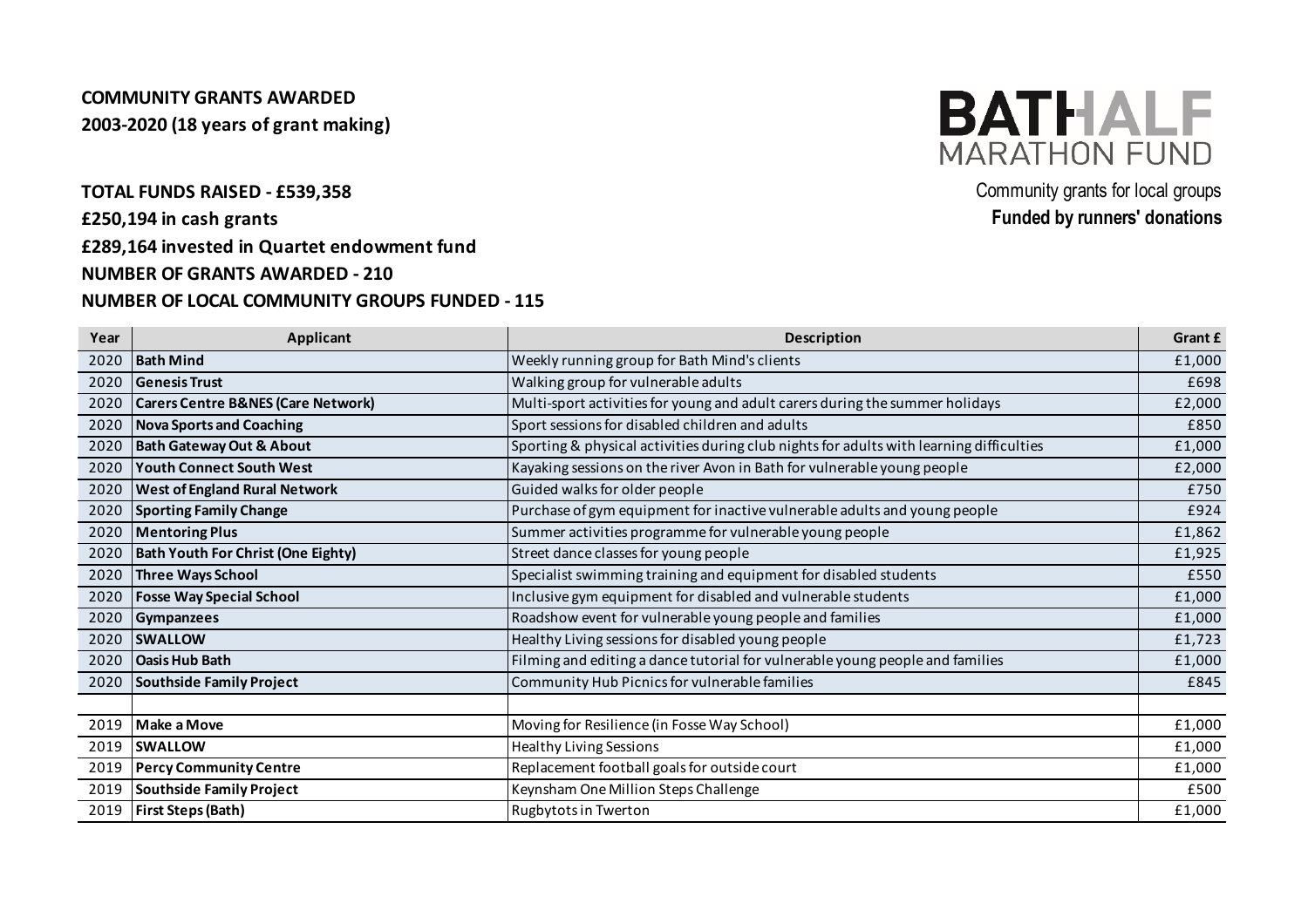**COMMUNITY GRANTS AWARDED**
**2003-2020 (18 years of grant making)**

**BATHALF MARATHON FUND**

Community grants for local groups
**Funded by runners' donations**

**TOTAL FUNDS RAISED - £539,358**
**£250,194 in cash grants**
**£289,164 invested in Quartet endowment fund**
**NUMBER OF GRANTS AWARDED - 210**
**NUMBER OF LOCAL COMMUNITY GROUPS FUNDED - 115**

| Year | Applicant | Description | Grant £ |
|---|---|---|---|
| 2020 | **Bath Mind** | Weekly running group for Bath Mind's clients | £1,000 |
| 2020 | **Genesis Trust** | Walking group for vulnerable adults | £698 |
| 2020 | **Carers Centre B&NES (Care Network)** | Multi-sport activities for young and adult carers during the summer holidays | £2,000 |
| 2020 | **Nova Sports and Coaching** | Sport sessions for disabled children and adults | £850 |
| 2020 | **Bath Gateway Out & About** | Sporting & physical activities during club nights for adults with learning difficulties | £1,000 |
| 2020 | **Youth Connect South West** | Kayaking sessions on the river Avon in Bath for vulnerable young people | £2,000 |
| 2020 | **West of England Rural Network** | Guided walks for older people | £750 |
| 2020 | **Sporting Family Change** | Purchase of gym equipment for inactive vulnerable adults and young people | £924 |
| 2020 | **Mentoring Plus** | Summer activities programme for vulnerable young people | £1,862 |
| 2020 | **Bath Youth For Christ (One Eighty)** | Street dance classes for young people | £1,925 |
| 2020 | **Three Ways School** | Specialist swimming training and equipment for disabled students | £550 |
| 2020 | **Fosse Way Special School** | Inclusive gym equipment for disabled and vulnerable students | £1,000 |
| 2020 | **Gympanzees** | Roadshow event for vulnerable young people and families | £1,000 |
| 2020 | **SWALLOW** | Healthy Living sessions for disabled young people | £1,723 |
| 2020 | **Oasis Hub Bath** | Filming and editing a dance tutorial for vulnerable young people and families | £1,000 |
| 2020 | **Southside Family Project** | Community Hub Picnics for vulnerable families | £845 |
| | | | |
| 2019 | **Make a Move** | Moving for Resilience (in Fosse Way School) | £1,000 |
| 2019 | **SWALLOW** | Healthy Living Sessions | £1,000 |
| 2019 | **Percy Community Centre** | Replacement football goals for outside court | £1,000 |
| 2019 | **Southside Family Project** | Keynsham One Million Steps Challenge | £500 |
| 2019 | **First Steps (Bath)** | Rugbytots in Twerton | £1,000 |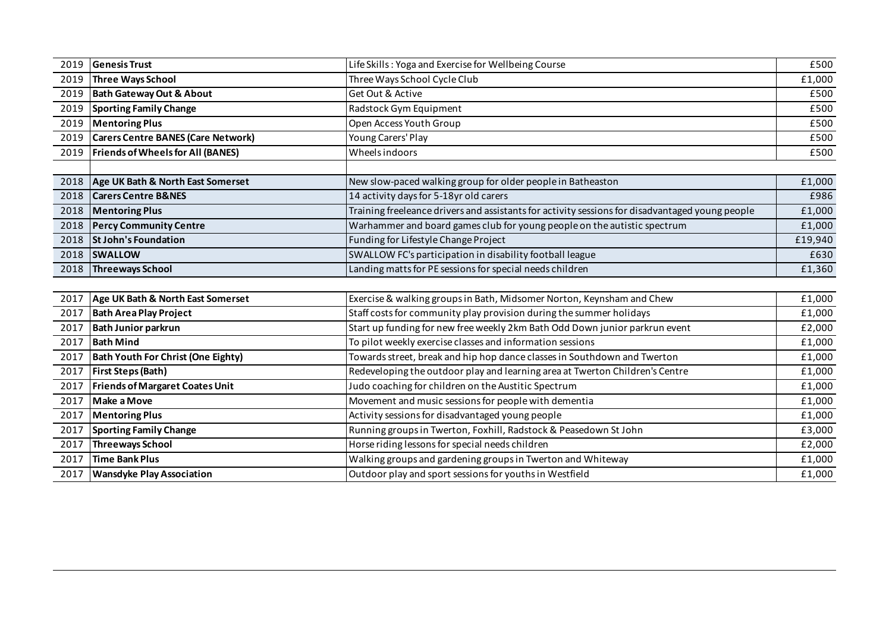| 2019 | **Genesis Trust** | Life Skills : Yoga and Exercise for Wellbeing Course | £500 |
|---|---|---|---|
| 2019 | **Three Ways School** | Three Ways School Cycle Club | £1,000 |
| 2019 | **Bath Gateway Out & About** | Get Out & Active | £500 |
| 2019 | **Sporting Family Change** | Radstock Gym Equipment | £500 |
| 2019 | **Mentoring Plus** | Open Access Youth Group | £500 |
| 2019 | **Carers Centre BANES (Care Network)** | Young Carers' Play | £500 |
| 2019 | **Friends of Wheels for All (BANES)** | Wheels indoors | £500 |
| | | | |
| 2018 | **Age UK Bath & North East Somerset** | New slow-paced walking group for older people in Batheaston | £1,000 |
| 2018 | **Carers Centre B&NES** | 14 activity days for 5-18yr old carers | £986 |
| 2018 | **Mentoring Plus** | Training freeleance drivers and assistants for activity sessions for disadvantaged young people | £1,000 |
| 2018 | **Percy Community Centre** | Warhammer and board games club for young people on the autistic spectrum | £1,000 |
| 2018 | **St John's Foundation** | Funding for Lifestyle Change Project | £19,940 |
| 2018 | **SWALLOW** | SWALLOW FC's participation in disability football league | £630 |
| 2018 | **Threeways School** | Landing matts for PE sessions for special needs children | £1,360 |
| | | | |
| 2017 | **Age UK Bath & North East Somerset** | Exercise & walking groups in Bath, Midsomer Norton, Keynsham and Chew | £1,000 |
| 2017 | **Bath Area Play Project** | Staff costs for community play provision during the summer holidays | £1,000 |
| 2017 | **Bath Junior parkrun** | Start up funding for new free weekly 2km Bath Odd Down junior parkrun event | £2,000 |
| 2017 | **Bath Mind** | To pilot weekly exercise classes and information sessions | £1,000 |
| 2017 | **Bath Youth For Christ (One Eighty)** | Towards street, break and hip hop dance classes in Southdown and Twerton | £1,000 |
| 2017 | **First Steps (Bath)** | Redeveloping the outdoor play and learning area at Twerton Children's Centre | £1,000 |
| 2017 | **Friends of Margaret Coates Unit** | Judo coaching for children on the Austitic Spectrum | £1,000 |
| 2017 | **Make a Move** | Movement and music sessions for people with dementia | £1,000 |
| 2017 | **Mentoring Plus** | Activity sessions for disadvantaged young people | £1,000 |
| 2017 | **Sporting Family Change** | Running groups in Twerton, Foxhill, Radstock & Peasedown St John | £3,000 |
| 2017 | **Threeways School** | Horse riding lessons for special needs children | £2,000 |
| 2017 | **Time Bank Plus** | Walking groups and gardening groups in Twerton and Whiteway | £1,000 |
| 2017 | **Wansdyke Play Association** | Outdoor play and sport sessions for youths in Westfield | £1,000 |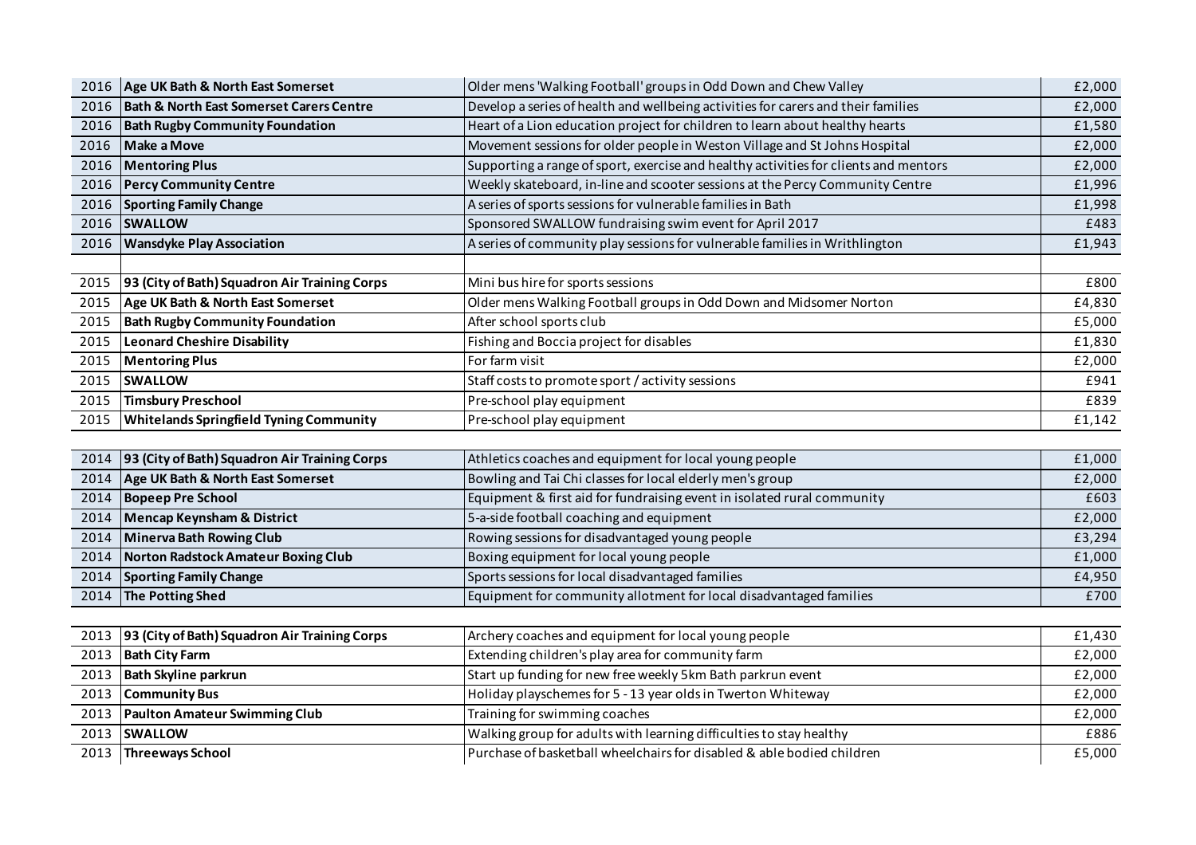| | | | |
|---|---|---|---|
| 2016 | **Age UK Bath & North East Somerset** | Older mens 'Walking Football' groups in Odd Down and Chew Valley | £2,000 |
| 2016 | **Bath & North East Somerset Carers Centre** | Develop a series of health and wellbeing activities for carers and their families | £2,000 |
| 2016 | **Bath Rugby Community Foundation** | Heart of a Lion education project for children to learn about healthy hearts | £1,580 |
| 2016 | **Make a Move** | Movement sessions for older people in Weston Village and St Johns Hospital | £2,000 |
| 2016 | **Mentoring Plus** | Supporting a range of sport, exercise and healthy activities for clients and mentors | £2,000 |
| 2016 | **Percy Community Centre** | Weekly skateboard, in-line and scooter sessions at the Percy Community Centre | £1,996 |
| 2016 | **Sporting Family Change** | A series of sports sessions for vulnerable families in Bath | £1,998 |
| 2016 | **SWALLOW** | Sponsored SWALLOW fundraising swim event for April 2017 | £483 |
| 2016 | **Wansdyke Play Association** | A series of community play sessions for vulnerable families in Writhlington | £1,943 |
| | | | |
| 2015 | **93 (City of Bath) Squadron Air Training Corps** | Mini bus hire for sports sessions | £800 |
| 2015 | **Age UK Bath & North East Somerset** | Older mens Walking Football groups in Odd Down and Midsomer Norton | £4,830 |
| 2015 | **Bath Rugby Community Foundation** | After school sports club | £5,000 |
| 2015 | **Leonard Cheshire Disability** | Fishing and Boccia project for disables | £1,830 |
| 2015 | **Mentoring Plus** | For farm visit | £2,000 |
| 2015 | **SWALLOW** | Staff costs to promote sport / activity sessions | £941 |
| 2015 | **Timsbury Preschool** | Pre-school play equipment | £839 |
| 2015 | **Whitelands Springfield Tyning Community** | Pre-school play equipment | £1,142 |
| | | | |
| 2014 | **93 (City of Bath) Squadron Air Training Corps** | Athletics coaches and equipment for local young people | £1,000 |
| 2014 | **Age UK Bath & North East Somerset** | Bowling and Tai Chi classes for local elderly men's group | £2,000 |
| 2014 | **Bopeep Pre School** | Equipment & first aid for fundraising event in isolated rural community | £603 |
| 2014 | **Mencap Keynsham & District** | 5-a-side football coaching and equipment | £2,000 |
| 2014 | **Minerva Bath Rowing Club** | Rowing sessions for disadvantaged young people | £3,294 |
| 2014 | **Norton Radstock Amateur Boxing Club** | Boxing equipment for local young people | £1,000 |
| 2014 | **Sporting Family Change** | Sports sessions for local disadvantaged families | £4,950 |
| 2014 | **The Potting Shed** | Equipment for community allotment for local disadvantaged families | £700 |
| | | | |
| 2013 | **93 (City of Bath) Squadron Air Training Corps** | Archery coaches and equipment for local young people | £1,430 |
| 2013 | **Bath City Farm** | Extending children's play area for community farm | £2,000 |
| 2013 | **Bath Skyline parkrun** | Start up funding for new free weekly 5km Bath parkrun event | £2,000 |
| 2013 | **Community Bus** | Holiday playschemes for 5 - 13 year olds in Twerton Whiteway | £2,000 |
| 2013 | **Paulton Amateur Swimming Club** | Training for swimming coaches | £2,000 |
| 2013 | **SWALLOW** | Walking group for adults with learning difficulties to stay healthy | £886 |
| 2013 | **Threeways School** | Purchase of basketball wheelchairs for disabled & able bodied children | £5,000 |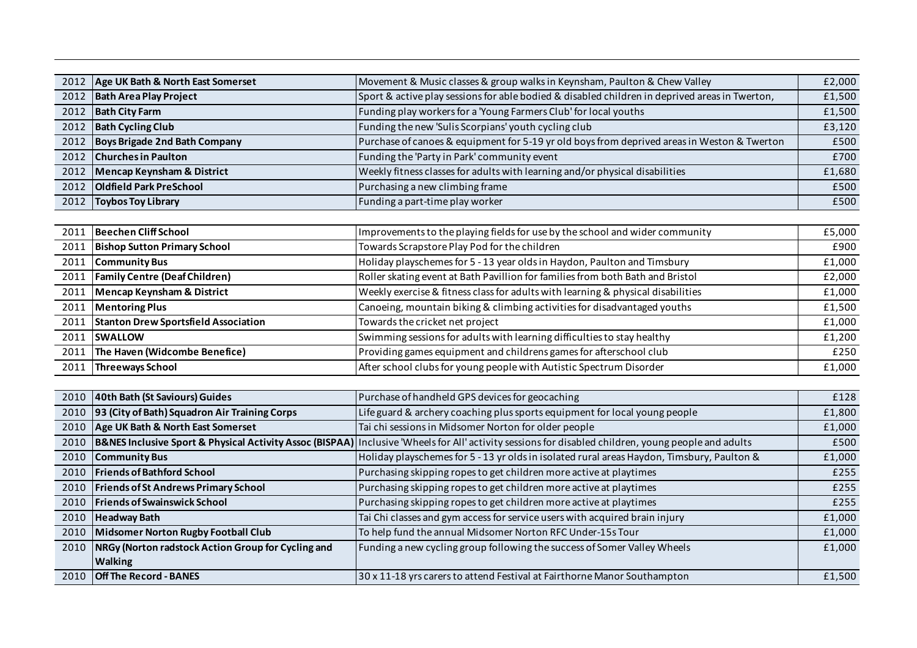| | | | |
|---|---|---|---|
| 2012 | **Age UK Bath & North East Somerset** | Movement & Music classes & group walks in Keynsham, Paulton & Chew Valley | £2,000 |
| 2012 | **Bath Area Play Project** | Sport & active play sessions for able bodied & disabled children in deprived areas in Twerton, | £1,500 |
| 2012 | **Bath City Farm** | Funding play workers for a 'Young Farmers Club' for local youths | £1,500 |
| 2012 | **Bath Cycling Club** | Funding the new 'Sulis Scorpians' youth cycling club | £3,120 |
| 2012 | **Boys Brigade 2nd Bath Company** | Purchase of canoes & equipment for 5-19 yr old boys from deprived areas in Weston & Twerton | £500 |
| 2012 | **Churches in Paulton** | Funding the 'Party in Park' community event | £700 |
| 2012 | **Mencap Keynsham & District** | Weekly fitness classes for adults with learning and/or physical disabilities | £1,680 |
| 2012 | **Oldfield Park PreSchool** | Purchasing a new climbing frame | £500 |
| 2012 | **Toybos Toy Library** | Funding a part-time play worker | £500 |
| | | | |
| 2011 | **Beechen Cliff School** | Improvements to the playing fields for use by the school and wider community | £5,000 |
| 2011 | **Bishop Sutton Primary School** | Towards Scrapstore Play Pod for the children | £900 |
| 2011 | **Community Bus** | Holiday playschemes for 5 - 13 year olds in Haydon, Paulton and Timsbury | £1,000 |
| 2011 | **Family Centre (Deaf Children)** | Roller skating event at Bath Pavillion for families from both Bath and Bristol | £2,000 |
| 2011 | **Mencap Keynsham & District** | Weekly exercise & fitness class for adults with learning & physical disabilities | £1,000 |
| 2011 | **Mentoring Plus** | Canoeing, mountain biking & climbing activities for disadvantaged youths | £1,500 |
| 2011 | **Stanton Drew Sportsfield Association** | Towards the cricket net project | £1,000 |
| 2011 | **SWALLOW** | Swimming sessions for adults with learning difficulties to stay healthy | £1,200 |
| 2011 | **The Haven (Widcombe Benefice)** | Providing games equipment and childrens games for afterschool club | £250 |
| 2011 | **Threeways School** | After school clubs for young people with Autistic Spectrum Disorder | £1,000 |
| | | | |
| 2010 | **40th Bath (St Saviours) Guides** | Purchase of handheld GPS devices for geocaching | £128 |
| 2010 | **93 (City of Bath) Squadron Air Training Corps** | Life guard & archery coaching plus sports equipment for local young people | £1,800 |
| 2010 | **Age UK Bath & North East Somerset** | Tai chi sessions in Midsomer Norton for older people | £1,000 |
| 2010 | **B&NES Inclusive Sport & Physical Activity Assoc (BISPAA)** | Inclusive 'Wheels for All' activity sessions for disabled children, young people and adults | £500 |
| 2010 | **Community Bus** | Holiday playschemes for 5 - 13 yr olds in isolated rural areas Haydon, Timsbury, Paulton & | £1,000 |
| 2010 | **Friends of Bathford School** | Purchasing skipping ropes to get children more active at playtimes | £255 |
| 2010 | **Friends of St Andrews Primary School** | Purchasing skipping ropes to get children more active at playtimes | £255 |
| 2010 | **Friends of Swainswick School** | Purchasing skipping ropes to get children more active at playtimes | £255 |
| 2010 | **Headway Bath** | Tai Chi classes and gym access for service users with acquired brain injury | £1,000 |
| 2010 | **Midsomer Norton Rugby Football Club** | To help fund the annual Midsomer Norton RFC Under-15s Tour | £1,000 |
| 2010 | **NRGy (Norton radstock Action Group for Cycling and Walking** | Funding a new cycling group following the success of Somer Valley Wheels | £1,000 |
| 2010 | **Off The Record - BANES** | 30 x 11-18 yrs carers to attend Festival at Fairthorne Manor Southampton | £1,500 |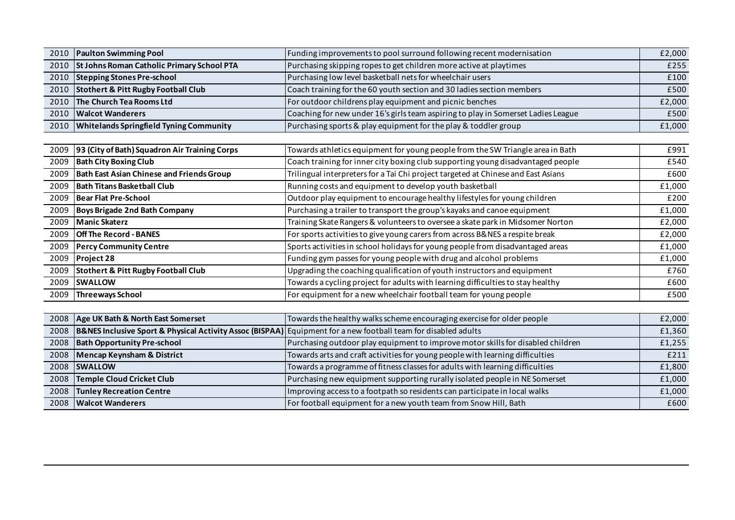| | | | |
|---|---|---|---|
| 2010 | **Paulton Swimming Pool** | Funding improvements to pool surround following recent modernisation | £2,000 |
| 2010 | **St Johns Roman Catholic Primary School PTA** | Purchasing skipping ropes to get children more active at playtimes | £255 |
| 2010 | **Stepping Stones Pre-school** | Purchasing low level basketball nets for wheelchair users | £100 |
| 2010 | **Stothert & Pitt Rugby Football Club** | Coach training for the 60 youth section and 30 ladies section members | £500 |
| 2010 | **The Church Tea Rooms Ltd** | For outdoor childrens play equipment and picnic benches | £2,000 |
| 2010 | **Walcot Wanderers** | Coaching for new under 16's girls team aspiring to play in Somerset Ladies League | £500 |
| 2010 | **Whitelands Springfield Tyning Community** | Purchasing sports & play equipment for the play & toddler group | £1,000 |

| | | | |
|---|---|---|---|
| 2009 | **93 (City of Bath) Squadron Air Training Corps** | Towards athletics equipment for young people from the SW Triangle area in Bath | £991 |
| 2009 | **Bath City Boxing Club** | Coach training for inner city boxing club supporting young disadvantaged people | £540 |
| 2009 | **Bath East Asian Chinese and Friends Group** | Trilingual interpreters for a Tai Chi project targeted at Chinese and East Asians | £600 |
| 2009 | **Bath Titans Basketball Club** | Running costs and equipment to develop youth basketball | £1,000 |
| 2009 | **Bear Flat Pre-School** | Outdoor play equipment to encourage healthy lifestyles for young children | £200 |
| 2009 | **Boys Brigade 2nd Bath Company** | Purchasing a trailer to transport the group's kayaks and canoe equipment | £1,000 |
| 2009 | **Manic Skaterz** | Training Skate Rangers & volunteers to oversee a skate park in Midsomer Norton | £2,000 |
| 2009 | **Off The Record - BANES** | For sports activities to give young carers from across B&NES a respite break | £2,000 |
| 2009 | **Percy Community Centre** | Sports activities in school holidays for young people from disadvantaged areas | £1,000 |
| 2009 | **Project 28** | Funding gym passes for young people with drug and alcohol problems | £1,000 |
| 2009 | **Stothert & Pitt Rugby Football Club** | Upgrading the coaching qualification of youth instructors and equipment | £760 |
| 2009 | **SWALLOW** | Towards a cycling project for adults with learning difficulties to stay healthy | £600 |
| 2009 | **Threeways School** | For equipment for a new wheelchair football team for young people | £500 |

| | | | |
|---|---|---|---|
| 2008 | **Age UK Bath & North East Somerset** | Towards the healthy walks scheme encouraging exercise for older people | £2,000 |
| 2008 | **B&NES Inclusive Sport & Physical Activity Assoc (BISPAA)** | Equipment for a new football team for disabled adults | £1,360 |
| 2008 | **Bath Opportunity Pre-school** | Purchasing outdoor play equipment to improve motor skills for disabled children | £1,255 |
| 2008 | **Mencap Keynsham & District** | Towards arts and craft activities for young people with learning difficulties | £211 |
| 2008 | **SWALLOW** | Towards a programme of fitness classes for adults with learning difficulties | £1,800 |
| 2008 | **Temple Cloud Cricket Club** | Purchasing new equipment supporting rurally isolated people in NE Somerset | £1,000 |
| 2008 | **Tunley Recreation Centre** | Improving access to a footpath so residents can participate in local walks | £1,000 |
| 2008 | **Walcot Wanderers** | For football equipment for a new youth team from Snow Hill, Bath | £600 |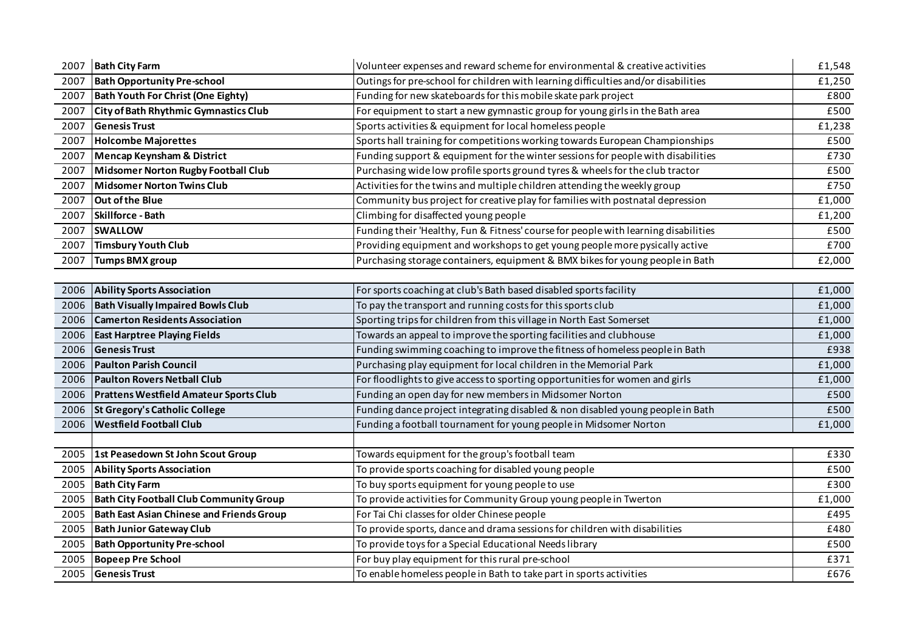| | | | |
|---|---|---|---|
| 2007 | **Bath City Farm** | Volunteer expenses and reward scheme for environmental & creative activities | £1,548 |
| 2007 | **Bath Opportunity Pre-school** | Outings for pre-school for children with learning difficulties and/or disabilities | £1,250 |
| 2007 | **Bath Youth For Christ (One Eighty)** | Funding for new skateboards for this mobile skate park project | £800 |
| 2007 | **City of Bath Rhythmic Gymnastics Club** | For equipment to start a new gymnastic group for young girls in the Bath area | £500 |
| 2007 | **Genesis Trust** | Sports activities & equipment for local homeless people | £1,238 |
| 2007 | **Holcombe Majorettes** | Sports hall training for competitions working towards European Championships | £500 |
| 2007 | **Mencap Keynsham & District** | Funding support & equipment for the winter sessions for people with disabilities | £730 |
| 2007 | **Midsomer Norton Rugby Football Club** | Purchasing wide low profile sports ground tyres & wheels for the club tractor | £500 |
| 2007 | **Midsomer Norton Twins Club** | Activities for the twins and multiple children attending the weekly group | £750 |
| 2007 | **Out of the Blue** | Community bus project for creative play for families with postnatal depression | £1,000 |
| 2007 | **Skillforce - Bath** | Climbing for disaffected young people | £1,200 |
| 2007 | **SWALLOW** | Funding their 'Healthy, Fun & Fitness' course for people with learning disabilities | £500 |
| 2007 | **Timsbury Youth Club** | Providing equipment and workshops to get young people more pysically active | £700 |
| 2007 | **Tumps BMX group** | Purchasing storage containers, equipment & BMX bikes for young people in Bath | £2,000 |
| | | | |
| 2006 | **Ability Sports Association** | For sports coaching at club's Bath based disabled sports facility | £1,000 |
| 2006 | **Bath Visually Impaired Bowls Club** | To pay the transport and running costs for this sports club | £1,000 |
| 2006 | **Camerton Residents Association** | Sporting trips for children from this village in North East Somerset | £1,000 |
| 2006 | **East Harptree Playing Fields** | Towards an appeal to improve the sporting facilities and clubhouse | £1,000 |
| 2006 | **Genesis Trust** | Funding swimming coaching to improve the fitness of homeless people in Bath | £938 |
| 2006 | **Paulton Parish Council** | Purchasing play equipment for local children in the Memorial Park | £1,000 |
| 2006 | **Paulton Rovers Netball Club** | For floodlights to give access to sporting opportunities for women and girls | £1,000 |
| 2006 | **Prattens Westfield Amateur Sports Club** | Funding an open day for new members in Midsomer Norton | £500 |
| 2006 | **St Gregory's Catholic College** | Funding dance project integrating disabled & non disabled young people in Bath | £500 |
| 2006 | **Westfield Football Club** | Funding a football tournament for young people in Midsomer Norton | £1,000 |
| | | | |
| 2005 | **1st Peasedown St John Scout Group** | Towards equipment for the group's football team | £330 |
| 2005 | **Ability Sports Association** | To provide sports coaching for disabled young people | £500 |
| 2005 | **Bath City Farm** | To buy sports equipment for young people to use | £300 |
| 2005 | **Bath City Football Club Community Group** | To provide activities for Community Group young people in Twerton | £1,000 |
| 2005 | **Bath East Asian Chinese and Friends Group** | For Tai Chi classes for older Chinese people | £495 |
| 2005 | **Bath Junior Gateway Club** | To provide sports, dance and drama sessions for children with disabilities | £480 |
| 2005 | **Bath Opportunity Pre-school** | To provide toys for a Special Educational Needs library | £500 |
| 2005 | **Bopeep Pre School** | For buy play equipment for this rural pre-school | £371 |
| 2005 | **Genesis Trust** | To enable homeless people in Bath to take part in sports activities | £676 |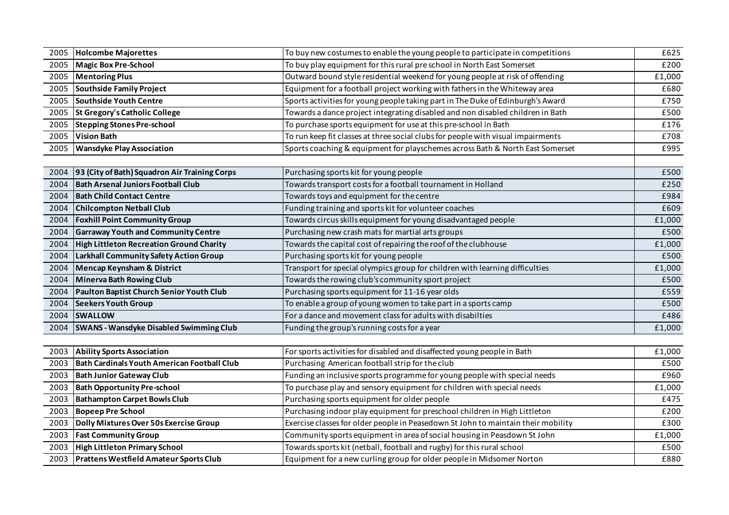| | | | |
|---|---|---|---|
| 2005 | **Holcombe Majorettes** | To buy new costumes to enable the young people to participate in competitions | £625 |
| 2005 | **Magic Box Pre-School** | To buy play equipment for this rural pre school in North East Somerset | £200 |
| 2005 | **Mentoring Plus** | Outward bound style residential weekend for young people at risk of offending | £1,000 |
| 2005 | **Southside Family Project** | Equipment for a football project working with fathers in the Whiteway area | £680 |
| 2005 | **Southside Youth Centre** | Sports activities for young people taking part in The Duke of Edinburgh's Award | £750 |
| 2005 | **St Gregory's Catholic College** | Towards a dance project integrating disabled and non disabled children in Bath | £500 |
| 2005 | **Stepping Stones Pre-school** | To purchase sports equipment for use at this pre-school in Bath | £176 |
| 2005 | **Vision Bath** | To run keep fit classes at three social clubs for people with visual impairments | £708 |
| 2005 | **Wansdyke Play Association** | Sports coaching & equipment for playschemes across Bath & North East Somerset | £995 |
| | | | |
| 2004 | **93 (City of Bath) Squadron Air Training Corps** | Purchasing sports kit for young people | £500 |
| 2004 | **Bath Arsenal Juniors Football Club** | Towards transport costs for a football tournament in Holland | £250 |
| 2004 | **Bath Child Contact Centre** | Towards toys and equipment for the centre | £984 |
| 2004 | **Chilcompton Netball Club** | Funding training and sports kit for volunteer coaches | £609 |
| 2004 | **Foxhill Point Community Group** | Towards circus skills equipment for young disadvantaged people | £1,000 |
| 2004 | **Garraway Youth and Community Centre** | Purchasing new crash mats for martial arts groups | £500 |
| 2004 | **High Littleton Recreation Ground Charity** | Towards the capital cost of repairing the roof of the clubhouse | £1,000 |
| 2004 | **Larkhall Community Safety Action Group** | Purchasing sports kit for young people | £500 |
| 2004 | **Mencap Keynsham & District** | Transport for special olympics group for children with learning difficulties | £1,000 |
| 2004 | **Minerva Bath Rowing Club** | Towards the rowing club's community sport project | £500 |
| 2004 | **Paulton Baptist Church Senior Youth Club** | Purchasing sports equipment for 11-16 year olds | £559 |
| 2004 | **Seekers Youth Group** | To enable a group of young women to take part in a sports camp | £500 |
| 2004 | **SWALLOW** | For a dance and movement class for adults with disabilties | £486 |
| 2004 | **SWANS - Wansdyke Disabled Swimming Club** | Funding the group's running costs for a year | £1,000 |
| | | | |
| 2003 | **Ability Sports Association** | For sports activities for disabled and disaffected young people in Bath | £1,000 |
| 2003 | **Bath Cardinals Youth American Football Club** | Purchasing American football strip for the club | £500 |
| 2003 | **Bath Junior Gateway Club** | Funding an inclusive sports programme for young people with special needs | £960 |
| 2003 | **Bath Opportunity Pre-school** | To purchase play and sensory equipment for children with special needs | £1,000 |
| 2003 | **Bathampton Carpet Bowls Club** | Purchasing sports equipment for older people | £475 |
| 2003 | **Bopeep Pre School** | Purchasing indoor play equipment for preschool children in High Littleton | £200 |
| 2003 | **Dolly Mixtures Over 50s Exercise Group** | Exercise classes for older people in Peasedown St John to maintain their mobility | £300 |
| 2003 | **Fast Community Group** | Community sports equipment in area of social housing in Peasdown St John | £1,000 |
| 2003 | **High Littleton Primary School** | Towards sports kit (netball, football and rugby) for this rural school | £500 |
| 2003 | **Prattens Westfield Amateur Sports Club** | Equipment for a new curling group for older people in Midsomer Norton | £880 |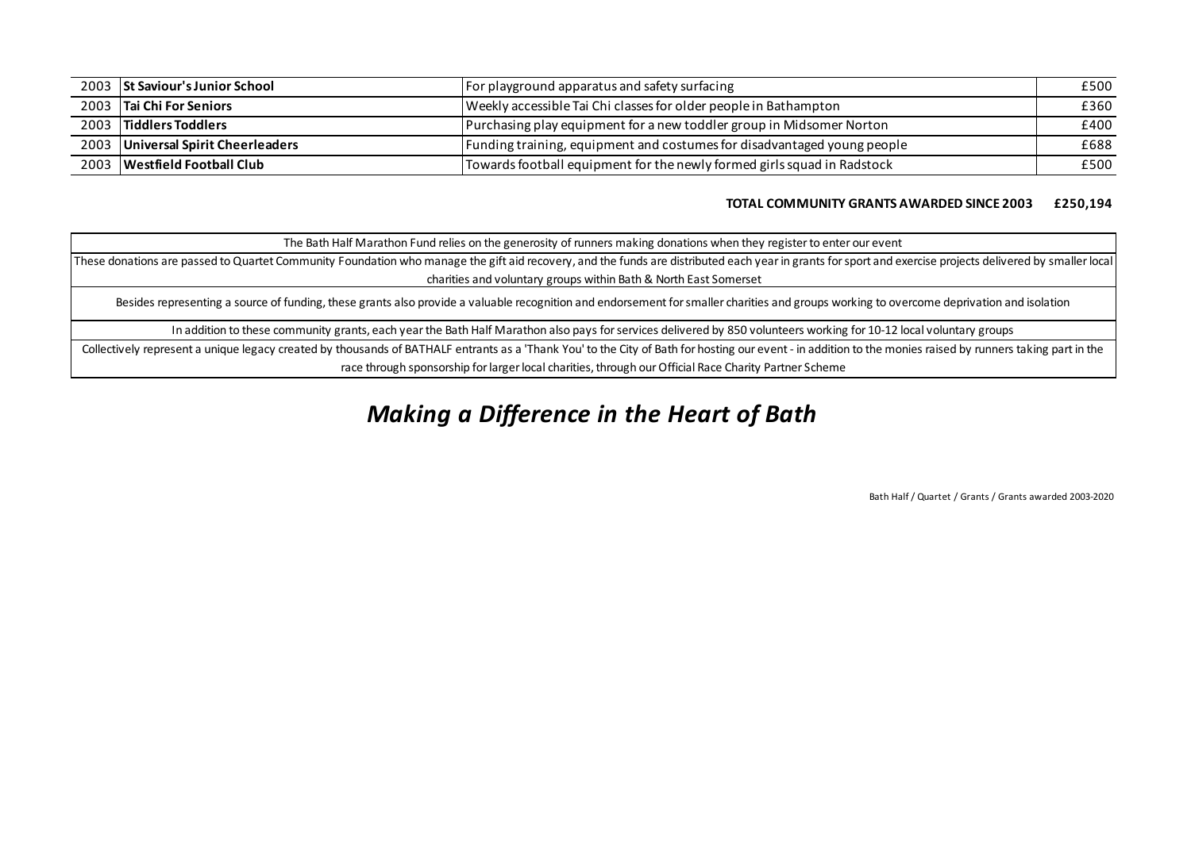| | | | |
|---|---|---|---|
| 2003 | **St Saviour's Junior School** | For playground apparatus and safety surfacing | £500 |
| 2003 | **Tai Chi For Seniors** | Weekly accessible Tai Chi classes for older people in Bathampton | £360 |
| 2003 | **Tiddlers Toddlers** | Purchasing play equipment for a new toddler group in Midsomer Norton | £400 |
| 2003 | **Universal Spirit Cheerleaders** | Funding training, equipment and costumes for disadvantaged young people | £688 |
| 2003 | **Westfield Football Club** | Towards football equipment for the newly formed girls squad in Radstock | £500 |

**TOTAL COMMUNITY GRANTS AWARDED SINCE 2003 £250,194**

| |
|---|
| The Bath Half Marathon Fund relies on the generosity of runners making donations when they register to enter our event |
| These donations are passed to Quartet Community Foundation who manage the gift aid recovery, and the funds are distributed each year in grants for sport and exercise projects delivered by smaller local charities and voluntary groups within Bath & North East Somerset |
| Besides representing a source of funding, these grants also provide a valuable recognition and endorsement for smaller charities and groups working to overcome deprivation and isolation |
| In addition to these community grants, each year the Bath Half Marathon also pays for services delivered by 850 volunteers working for 10-12 local voluntary groups |
| Collectively represent a unique legacy created by thousands of BATHALF entrants as a 'Thank You' to the City of Bath for hosting our event - in addition to the monies raised by runners taking part in the race through sponsorship for larger local charities, through our Official Race Charity Partner Scheme |

## *Making a Difference in the Heart of Bath*

Bath Half / Quartet / Grants / Grants awarded 2003-2020